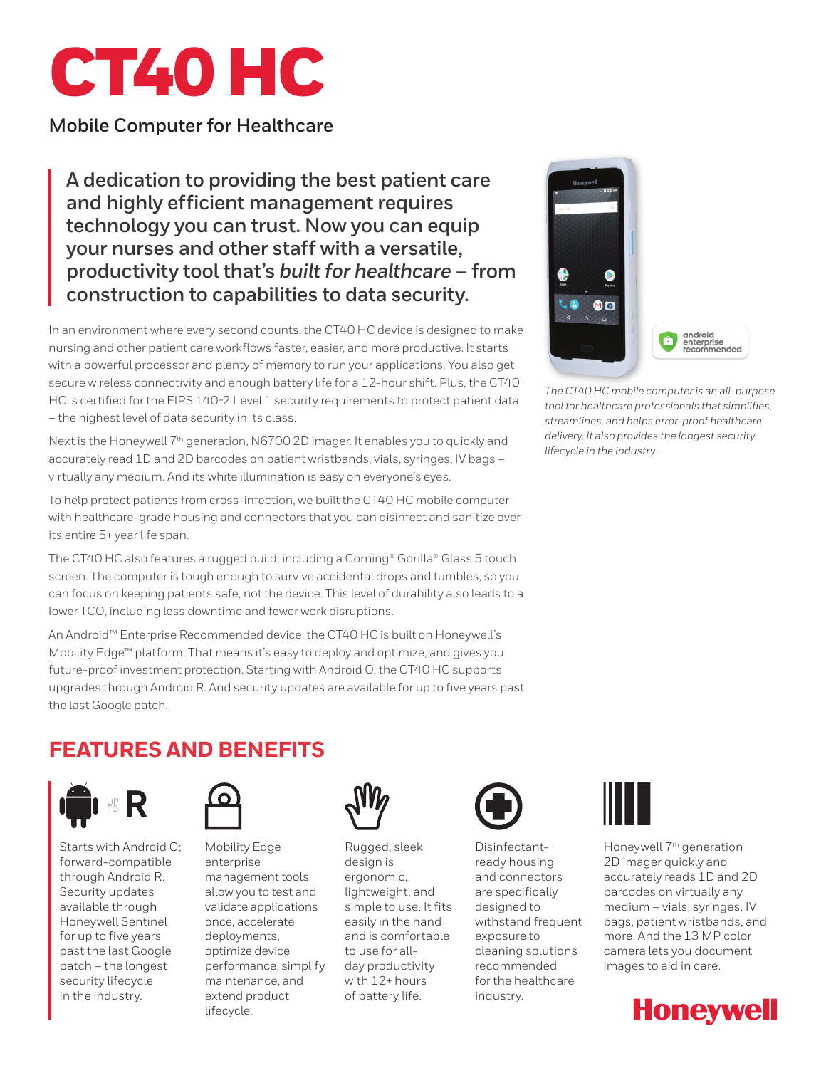# CT40 HC

## Mobile Computer for Healthcare

**A dedication to providing the best patient care and highly efficient management requires technology you can trust. Now you can equip your nurses and other staff with a versatile, productivity tool that's *built for healthcare* – from construction to capabilities to data security.**

In an environment where every second counts, the CT40 HC device is designed to make nursing and other patient care workflows faster, easier, and more productive. It starts with a powerful processor and plenty of memory to run your applications. You also get secure wireless connectivity and enough battery life for a 12-hour shift. Plus, the CT40 HC is certified for the FIPS 140-2 Level 1 security requirements to protect patient data – the highest level of data security in its class.

Next is the Honeywell 7th generation, N6700 2D imager. It enables you to quickly and accurately read 1D and 2D barcodes on patient wristbands, vials, syringes, IV bags – virtually any medium. And its white illumination is easy on everyone's eyes.

To help protect patients from cross-infection, we built the CT40 HC mobile computer with healthcare-grade housing and connectors that you can disinfect and sanitize over its entire 5+ year life span.

The CT40 HC also features a rugged build, including a Corning® Gorilla® Glass 5 touch screen. The computer is tough enough to survive accidental drops and tumbles, so you can focus on keeping patients safe, not the device. This level of durability also leads to a lower TCO, including less downtime and fewer work disruptions.

An Android™ Enterprise Recommended device, the CT40 HC is built on Honeywell's Mobility Edge™ platform. That means it's easy to deploy and optimize, and gives you future-proof investment protection. Starting with Android O, the CT40 HC supports upgrades through Android R. And security updates are available for up to five years past the last Google patch.

android enterprise recommended

*The CT40 HC mobile computer is an all-purpose tool for healthcare professionals that simplifies, streamlines, and helps error-proof healthcare delivery. It also provides the longest security lifecycle in the industry.*

## FEATURES AND BENEFITS

UP TO R

Starts with Android O; forward-compatible through Android R. Security updates available through Honeywell Sentinel for up to five years past the last Google patch – the longest security lifecycle in the industry.

Mobility Edge enterprise management tools allow you to test and validate applications once, accelerate deployments, optimize device performance, simplify maintenance, and extend product lifecycle.

Rugged, sleek design is ergonomic, lightweight, and simple to use. It fits easily in the hand and is comfortable to use for all-day productivity with 12+ hours of battery life.

Disinfectant-ready housing and connectors are specifically designed to withstand frequent exposure to cleaning solutions recommended for the healthcare industry.

Honeywell 7th generation 2D imager quickly and accurately reads 1D and 2D barcodes on virtually any medium – vials, syringes, IV bags, patient wristbands, and more. And the 13 MP color camera lets you document images to aid in care.

Honeywell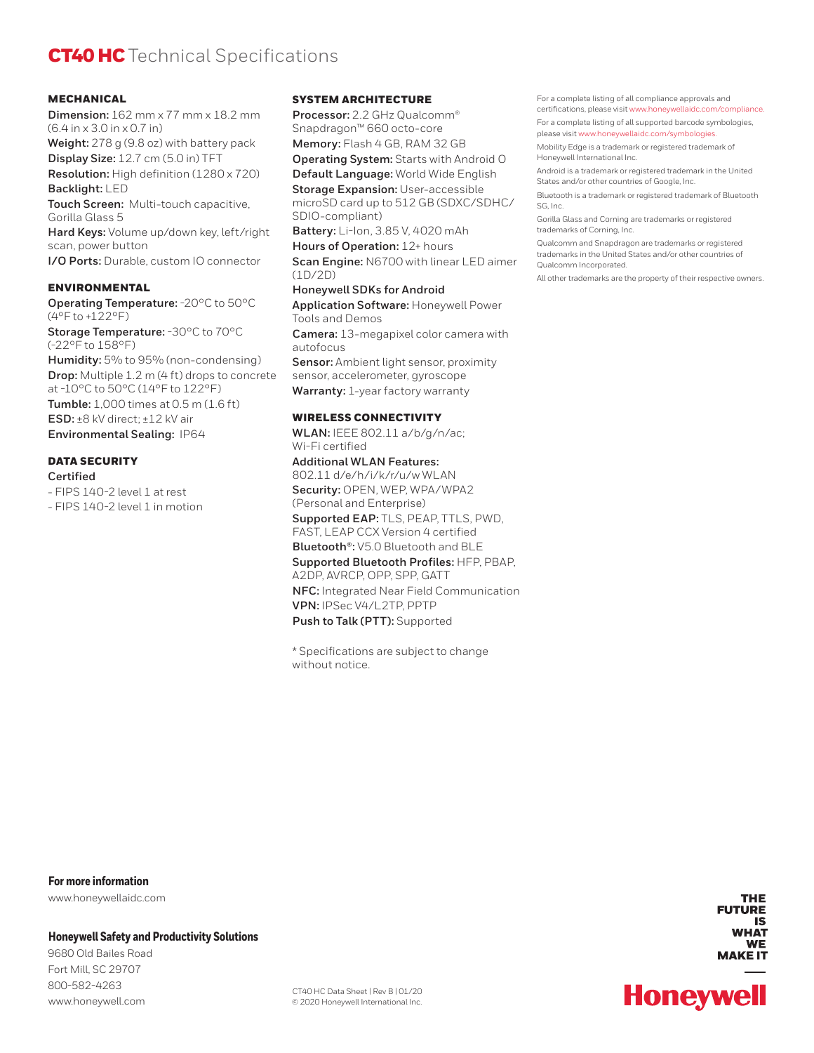# CT40 HC Technical Specifications

## MECHANICAL

**Dimension:** 162 mm x 77 mm x 18.2 mm (6.4 in x 3.0 in x 0.7 in)
**Weight:** 278 g (9.8 oz) with battery pack
**Display Size:** 12.7 cm (5.0 in) TFT
**Resolution:** High definition (1280 x 720)
**Backlight:** LED
**Touch Screen:** Multi-touch capacitive, Gorilla Glass 5
**Hard Keys:** Volume up/down key, left/right scan, power button
**I/O Ports:** Durable, custom IO connector

## ENVIRONMENTAL

**Operating Temperature:** -20°C to 50°C (4°F to +122°F)
**Storage Temperature:** -30°C to 70°C (-22°F to 158°F)
**Humidity:** 5% to 95% (non-condensing)
**Drop:** Multiple 1.2 m (4 ft) drops to concrete at -10°C to 50°C (14°F to 122°F)
**Tumble:** 1,000 times at 0.5 m (1.6 ft)
**ESD:** ±8 kV direct; ±12 kV air
**Environmental Sealing:** IP64

## DATA SECURITY

**Certified**
- FIPS 140-2 level 1 at rest
- FIPS 140-2 level 1 in motion

## SYSTEM ARCHITECTURE

**Processor:** 2.2 GHz Qualcomm® Snapdragon™ 660 octo-core
**Memory:** Flash 4 GB, RAM 32 GB
**Operating System:** Starts with Android O
**Default Language:** World Wide English
**Storage Expansion:** User-accessible microSD card up to 512 GB (SDXC/SDHC/SDIO-compliant)
**Battery:** Li-Ion, 3.85 V, 4020 mAh
**Hours of Operation:** 12+ hours
**Scan Engine:** N6700 with linear LED aimer (1D/2D)
**Honeywell SDKs for Android**
**Application Software:** Honeywell Power Tools and Demos
**Camera:** 13-megapixel color camera with autofocus
**Sensor:** Ambient light sensor, proximity sensor, accelerometer, gyroscope
**Warranty:** 1-year factory warranty

## WIRELESS CONNECTIVITY

**WLAN:** IEEE 802.11 a/b/g/n/ac; Wi-Fi certified
**Additional WLAN Features:** 802.11 d/e/h/i/k/r/u/w WLAN
**Security:** OPEN, WEP, WPA/WPA2 (Personal and Enterprise)
**Supported EAP:** TLS, PEAP, TTLS, PWD, FAST, LEAP CCX Version 4 certified
**Bluetooth®:** V5.0 Bluetooth and BLE
**Supported Bluetooth Profiles:** HFP, PBAP, A2DP, AVRCP, OPP, SPP, GATT
**NFC:** Integrated Near Field Communication
**VPN:** IPSec V4/L2TP, PPTP
**Push to Talk (PTT):** Supported

* Specifications are subject to change without notice.

For a complete listing of all compliance approvals and certifications, please visit www.honeywellaidc.com/compliance.

For a complete listing of all supported barcode symbologies, please visit www.honeywellaidc.com/symbologies.

Mobility Edge is a trademark or registered trademark of Honeywell International Inc.

Android is a trademark or registered trademark in the United States and/or other countries of Google, Inc.

Bluetooth is a trademark or registered trademark of Bluetooth SG, Inc.

Gorilla Glass and Corning are trademarks or registered trademarks of Corning, Inc.

Qualcomm and Snapdragon are trademarks or registered trademarks in the United States and/or other countries of Qualcomm Incorporated.

All other trademarks are the property of their respective owners.

**For more information**
www.honeywellaidc.com

**Honeywell Safety and Productivity Solutions**
9680 Old Bailes Road
Fort Mill, SC 29707
800-582-4263
www.honeywell.com

CT40 HC Data Sheet | Rev B | 01/20
© 2020 Honeywell International Inc.

THE FUTURE IS WHAT WE MAKE IT

Honeywell